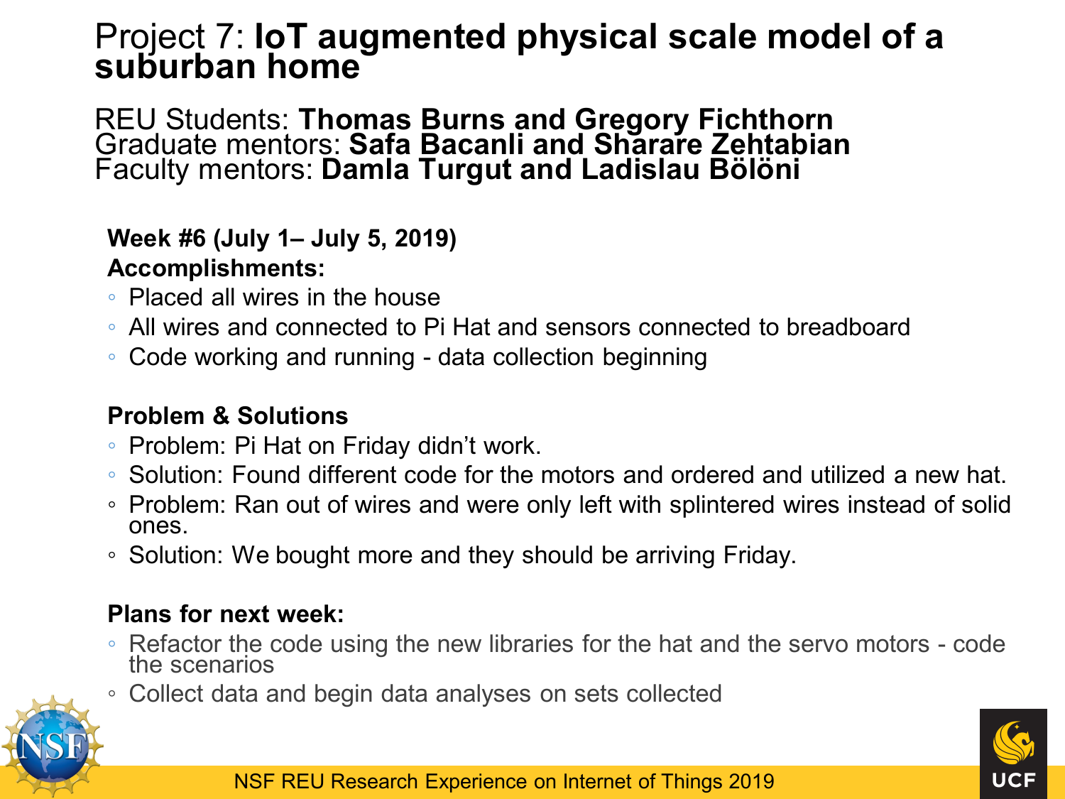# Project 7: **IoT augmented physical scale model of a suburban home**

REU Students: **Thomas Burns and Gregory Fichthorn**
Graduate mentors: **Safa Bacanli and Sharare Zehtabian**
Faculty mentors: **Damla Turgut and Ladislau Bölöni**

**Week #6 (July 1– July 5, 2019)**

**Accomplishments:**

- Placed all wires in the house
- All wires and connected to Pi Hat and sensors connected to breadboard
- Code working and running - data collection beginning

**Problem & Solutions**

- Problem: Pi Hat on Friday didn't work.
- Solution: Found different code for the motors and ordered and utilized a new hat.
- Problem: Ran out of wires and were only left with splintered wires instead of solid ones.
- Solution: We bought more and they should be arriving Friday.

**Plans for next week:**

- Refactor the code using the new libraries for the hat and the servo motors - code the scenarios
- Collect data and begin data analyses on sets collected

NSF REU Research Experience on Internet of Things 2019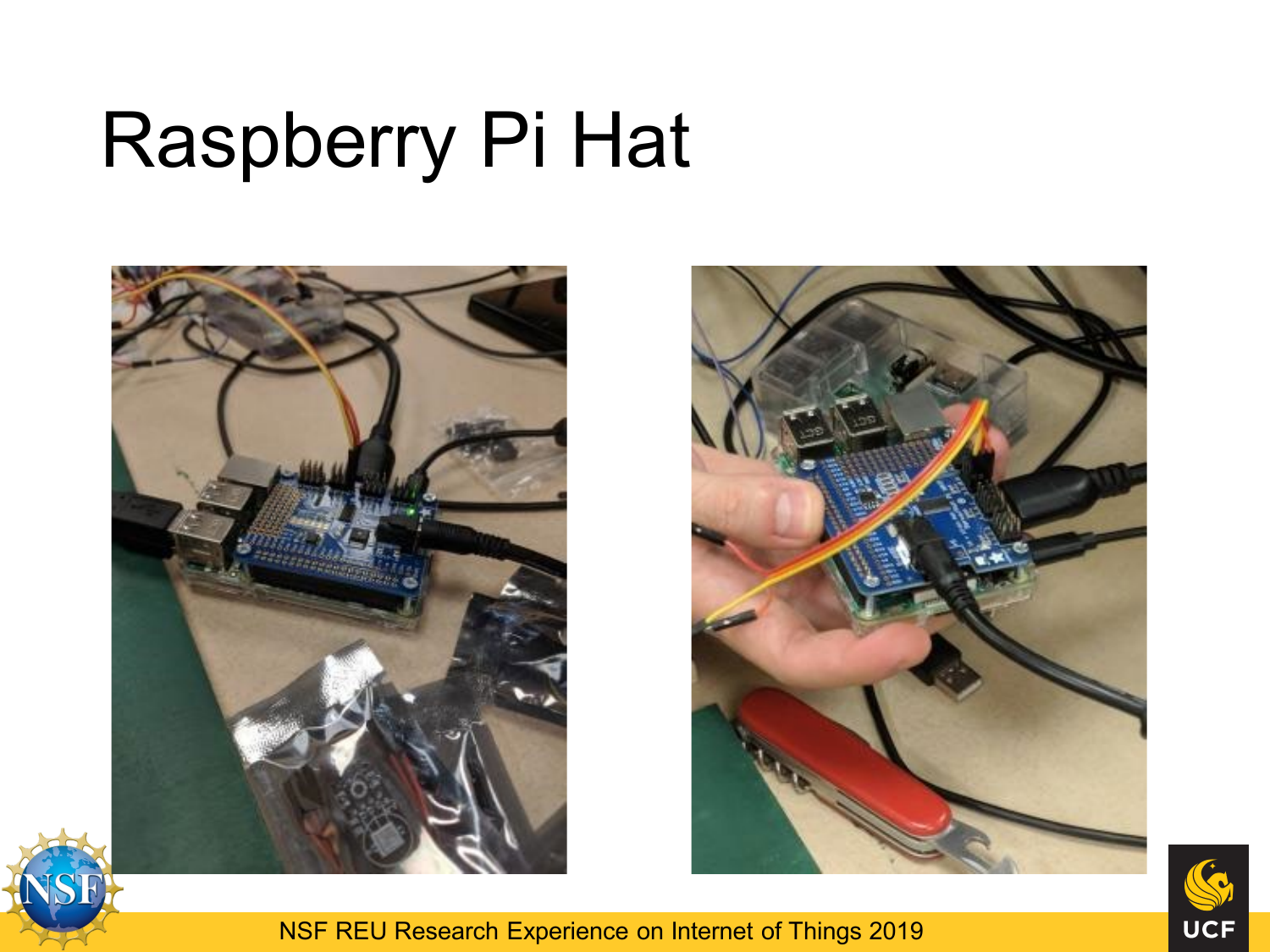# Raspberry Pi Hat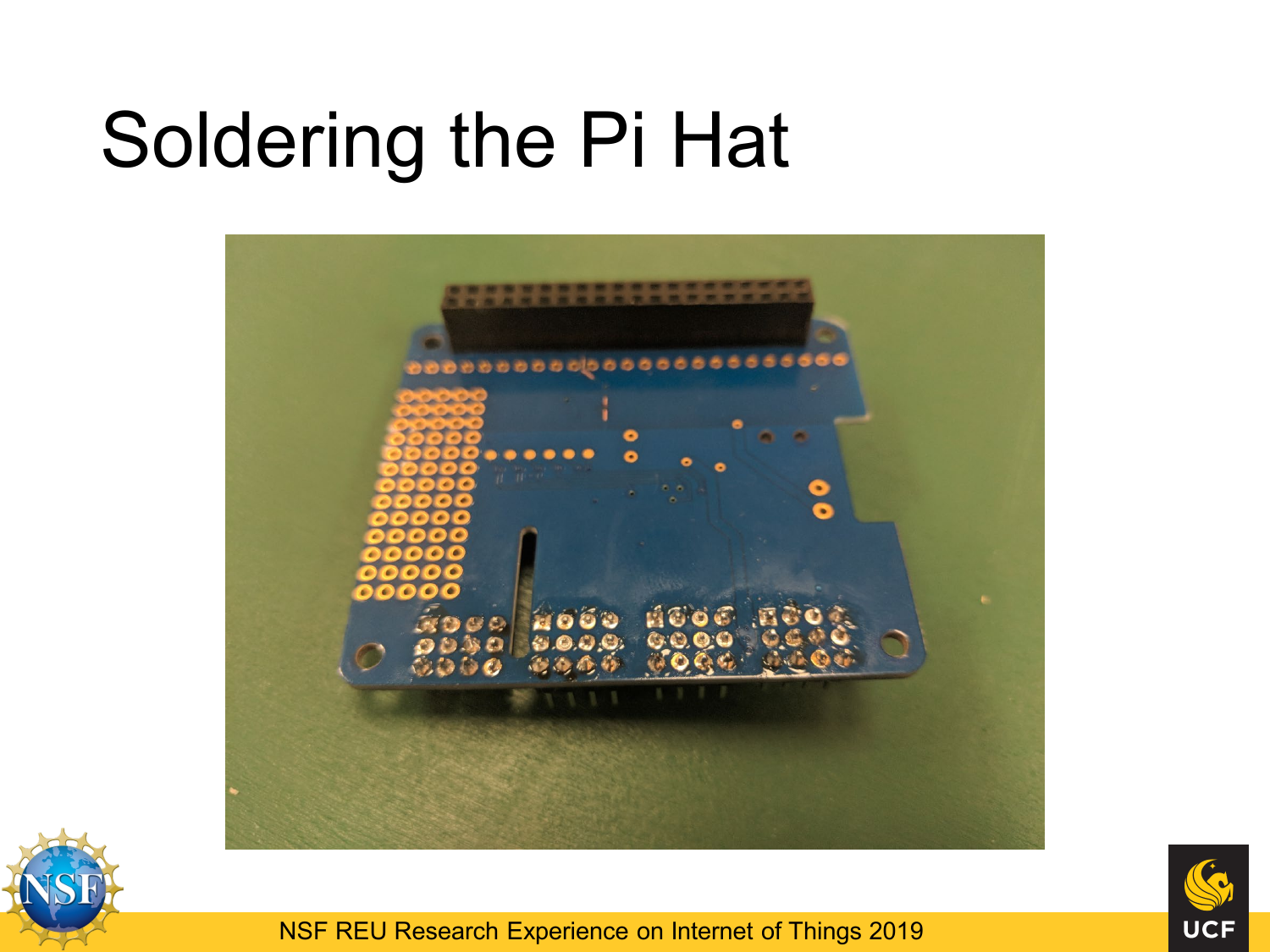# Soldering the Pi Hat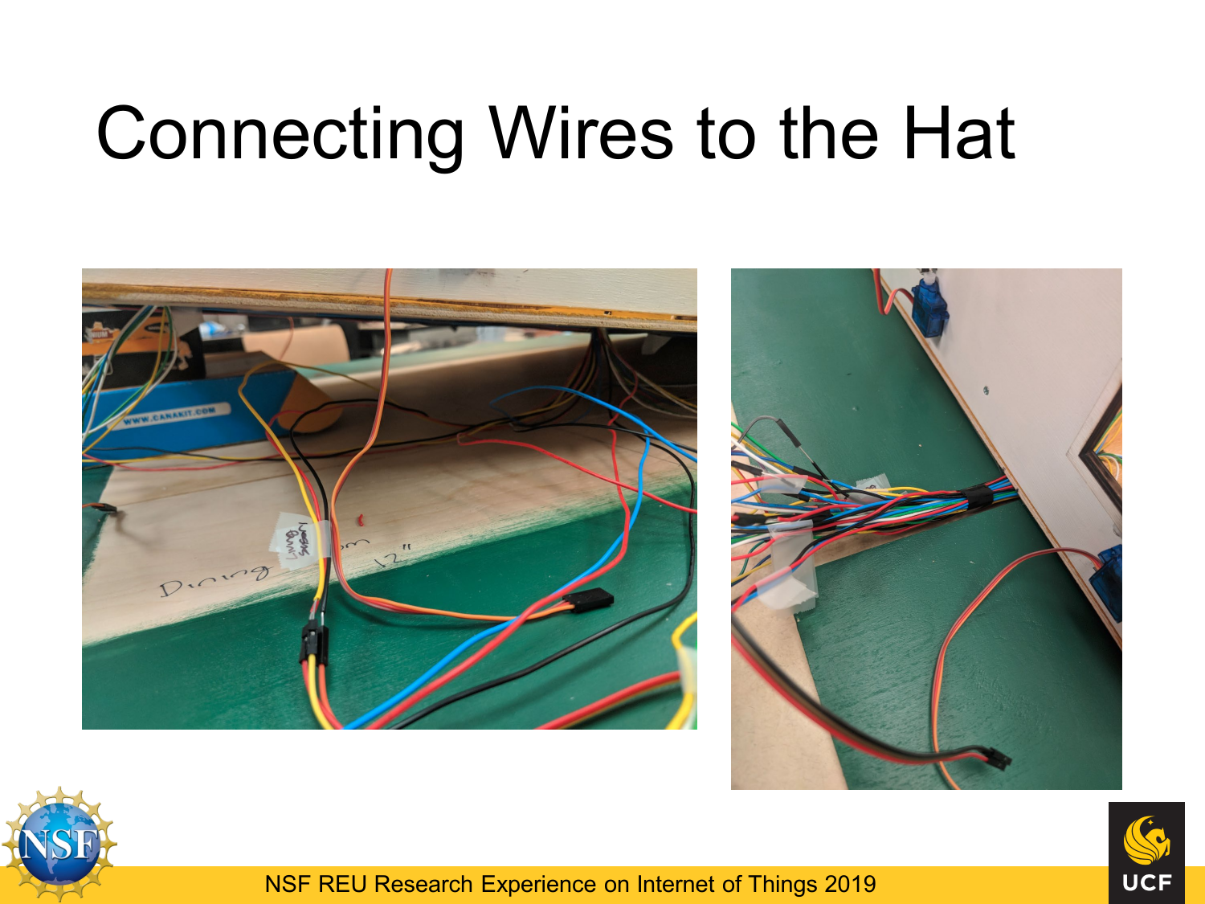# Connecting Wires to the Hat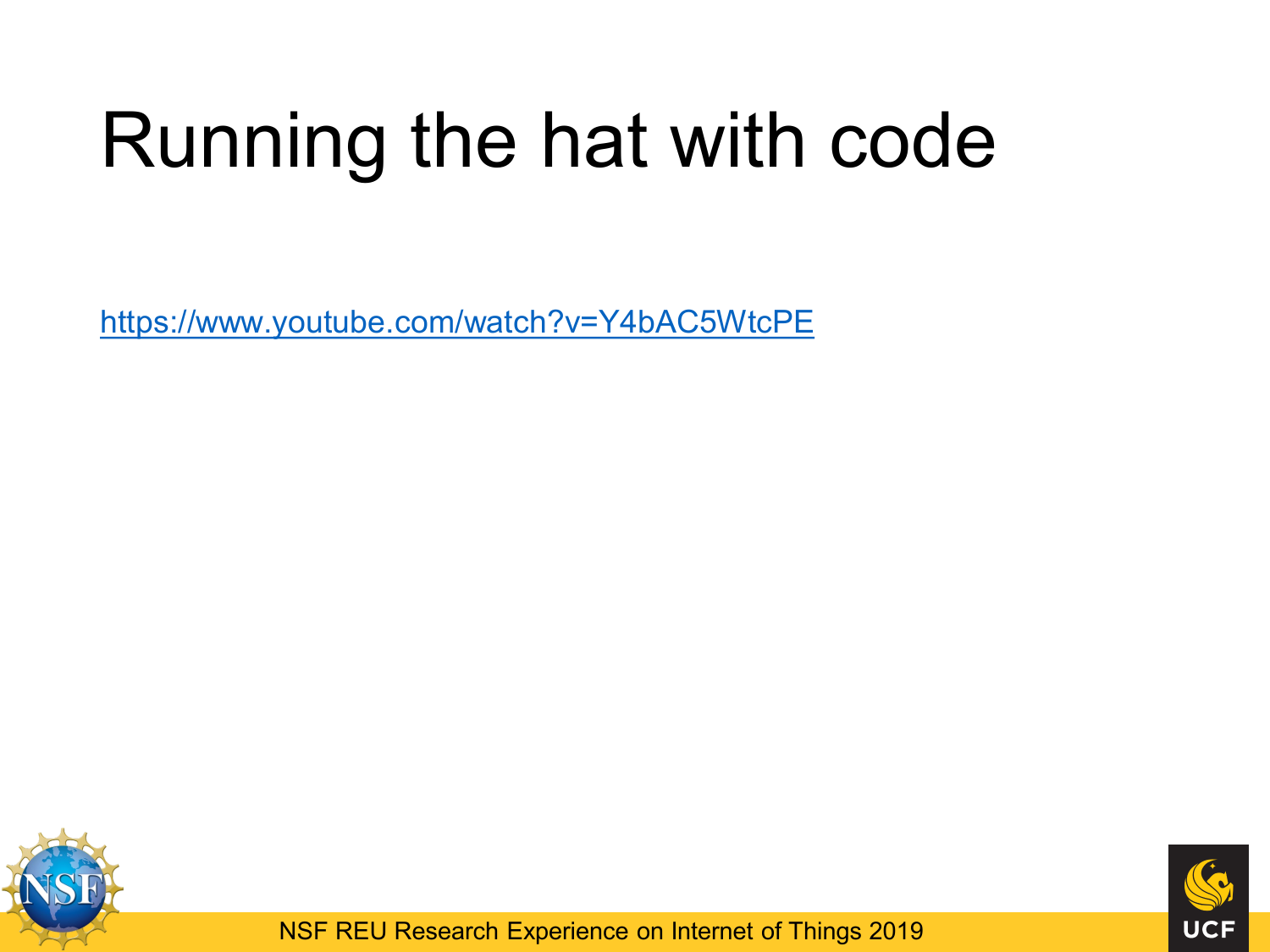# Running the hat with code

https://www.youtube.com/watch?v=Y4bAC5WtcPE